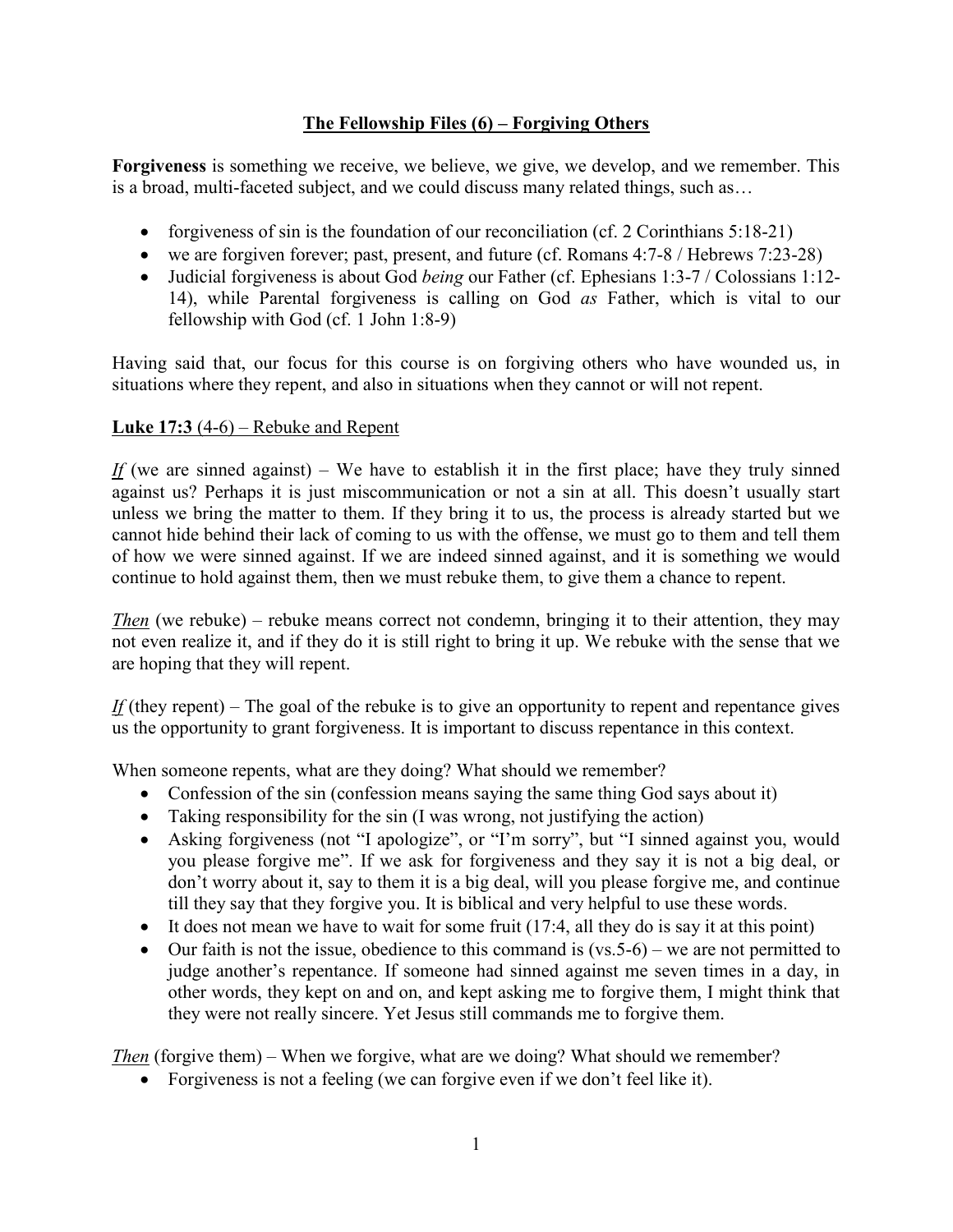# The Fellowship Files (6) – Forgiving Others

**Forgiveness** is something we receive, we believe, we give, we develop, and we remember. This is a broad, multi-faceted subject, and we could discuss many related things, such as…

- forgiveness of sin is the foundation of our reconciliation (cf. 2 Corinthians 5:18-21)
- we are forgiven forever; past, present, and future (cf. Romans 4:7-8 / Hebrews 7:23-28)
- Judicial forgiveness is about God *being* our Father (cf. Ephesians 1:3-7 / Colossians 1:12-14), while Parental forgiveness is calling on God *as* Father, which is vital to our fellowship with God (cf. 1 John 1:8-9)

Having said that, our focus for this course is on forgiving others who have wounded us, in situations where they repent, and also in situations when they cannot or will not repent.

## Luke 17:3 (4-6) – Rebuke and Repent

***If*** (we are sinned against) – We have to establish it in the first place; have they truly sinned against us? Perhaps it is just miscommunication or not a sin at all. This doesn't usually start unless we bring the matter to them. If they bring it to us, the process is already started but we cannot hide behind their lack of coming to us with the offense, we must go to them and tell them of how we were sinned against. If we are indeed sinned against, and it is something we would continue to hold against them, then we must rebuke them, to give them a chance to repent.

***Then*** (we rebuke) – rebuke means correct not condemn, bringing it to their attention, they may not even realize it, and if they do it is still right to bring it up. We rebuke with the sense that we are hoping that they will repent.

***If*** (they repent) – The goal of the rebuke is to give an opportunity to repent and repentance gives us the opportunity to grant forgiveness. It is important to discuss repentance in this context.

When someone repents, what are they doing? What should we remember?

- Confession of the sin (confession means saying the same thing God says about it)
- Taking responsibility for the sin (I was wrong, not justifying the action)
- Asking forgiveness (not "I apologize", or "I'm sorry", but "I sinned against you, would you please forgive me". If we ask for forgiveness and they say it is not a big deal, or don't worry about it, say to them it is a big deal, will you please forgive me, and continue till they say that they forgive you. It is biblical and very helpful to use these words.
- It does not mean we have to wait for some fruit (17:4, all they do is say it at this point)
- Our faith is not the issue, obedience to this command is (vs.5-6) – we are not permitted to judge another's repentance. If someone had sinned against me seven times in a day, in other words, they kept on and on, and kept asking me to forgive them, I might think that they were not really sincere. Yet Jesus still commands me to forgive them.

***Then*** (forgive them) – When we forgive, what are we doing? What should we remember?

- Forgiveness is not a feeling (we can forgive even if we don't feel like it).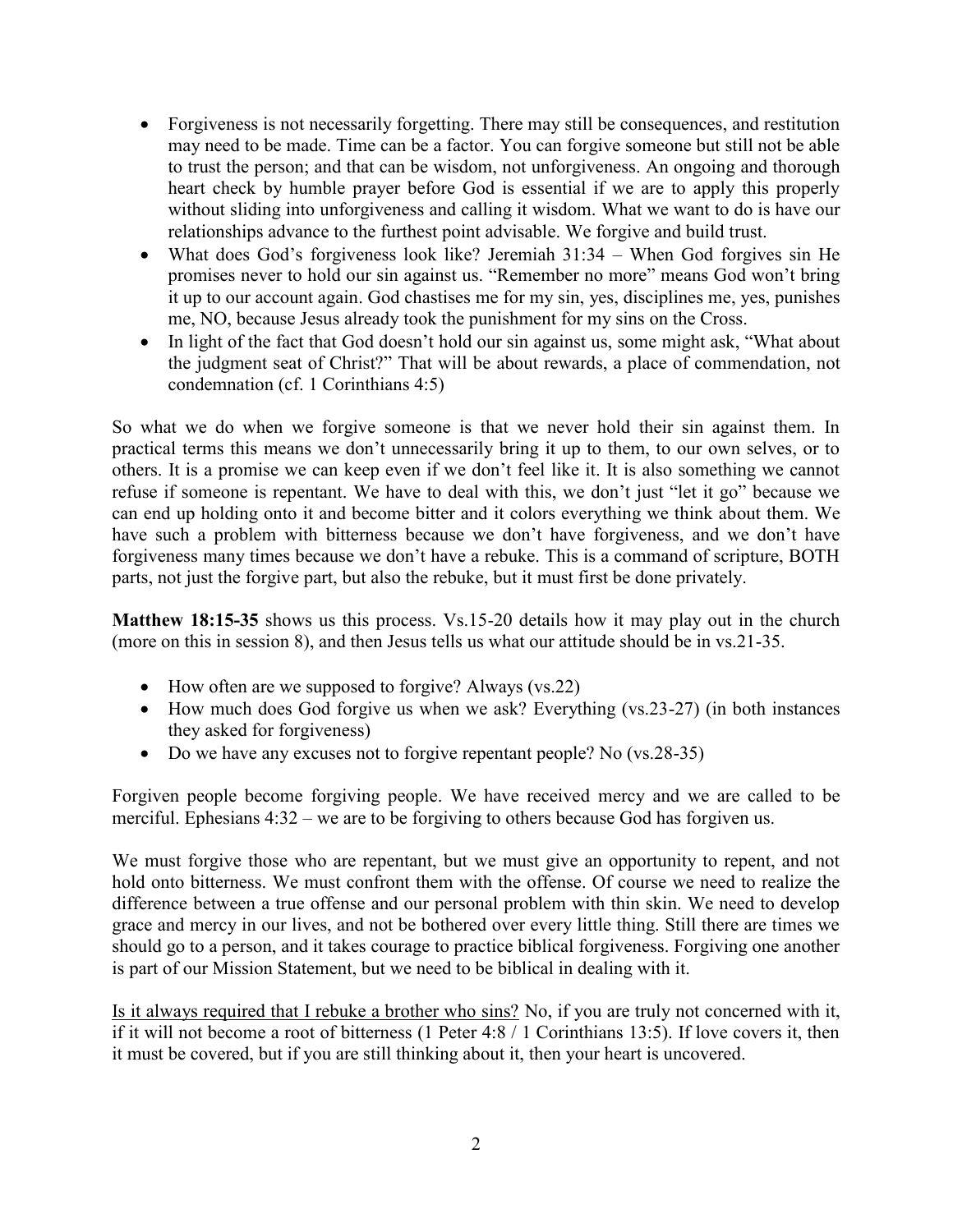- Forgiveness is not necessarily forgetting. There may still be consequences, and restitution may need to be made. Time can be a factor. You can forgive someone but still not be able to trust the person; and that can be wisdom, not unforgiveness. An ongoing and thorough heart check by humble prayer before God is essential if we are to apply this properly without sliding into unforgiveness and calling it wisdom. What we want to do is have our relationships advance to the furthest point advisable. We forgive and build trust.
- What does God's forgiveness look like? Jeremiah 31:34 – When God forgives sin He promises never to hold our sin against us. "Remember no more" means God won't bring it up to our account again. God chastises me for my sin, yes, disciplines me, yes, punishes me, NO, because Jesus already took the punishment for my sins on the Cross.
- In light of the fact that God doesn't hold our sin against us, some might ask, "What about the judgment seat of Christ?" That will be about rewards, a place of commendation, not condemnation (cf. 1 Corinthians 4:5)

So what we do when we forgive someone is that we never hold their sin against them. In practical terms this means we don't unnecessarily bring it up to them, to our own selves, or to others. It is a promise we can keep even if we don't feel like it. It is also something we cannot refuse if someone is repentant. We have to deal with this, we don't just "let it go" because we can end up holding onto it and become bitter and it colors everything we think about them. We have such a problem with bitterness because we don't have forgiveness, and we don't have forgiveness many times because we don't have a rebuke. This is a command of scripture, BOTH parts, not just the forgive part, but also the rebuke, but it must first be done privately.

**Matthew 18:15-35** shows us this process. Vs.15-20 details how it may play out in the church (more on this in session 8), and then Jesus tells us what our attitude should be in vs.21-35.

- How often are we supposed to forgive? Always (vs.22)
- How much does God forgive us when we ask? Everything (vs.23-27) (in both instances they asked for forgiveness)
- Do we have any excuses not to forgive repentant people? No (vs.28-35)

Forgiven people become forgiving people. We have received mercy and we are called to be merciful. Ephesians 4:32 – we are to be forgiving to others because God has forgiven us.

We must forgive those who are repentant, but we must give an opportunity to repent, and not hold onto bitterness. We must confront them with the offense. Of course we need to realize the difference between a true offense and our personal problem with thin skin. We need to develop grace and mercy in our lives, and not be bothered over every little thing. Still there are times we should go to a person, and it takes courage to practice biblical forgiveness. Forgiving one another is part of our Mission Statement, but we need to be biblical in dealing with it.

<u>Is it always required that I rebuke a brother who sins?</u> No, if you are truly not concerned with it, if it will not become a root of bitterness (1 Peter 4:8 / 1 Corinthians 13:5). If love covers it, then it must be covered, but if you are still thinking about it, then your heart is uncovered.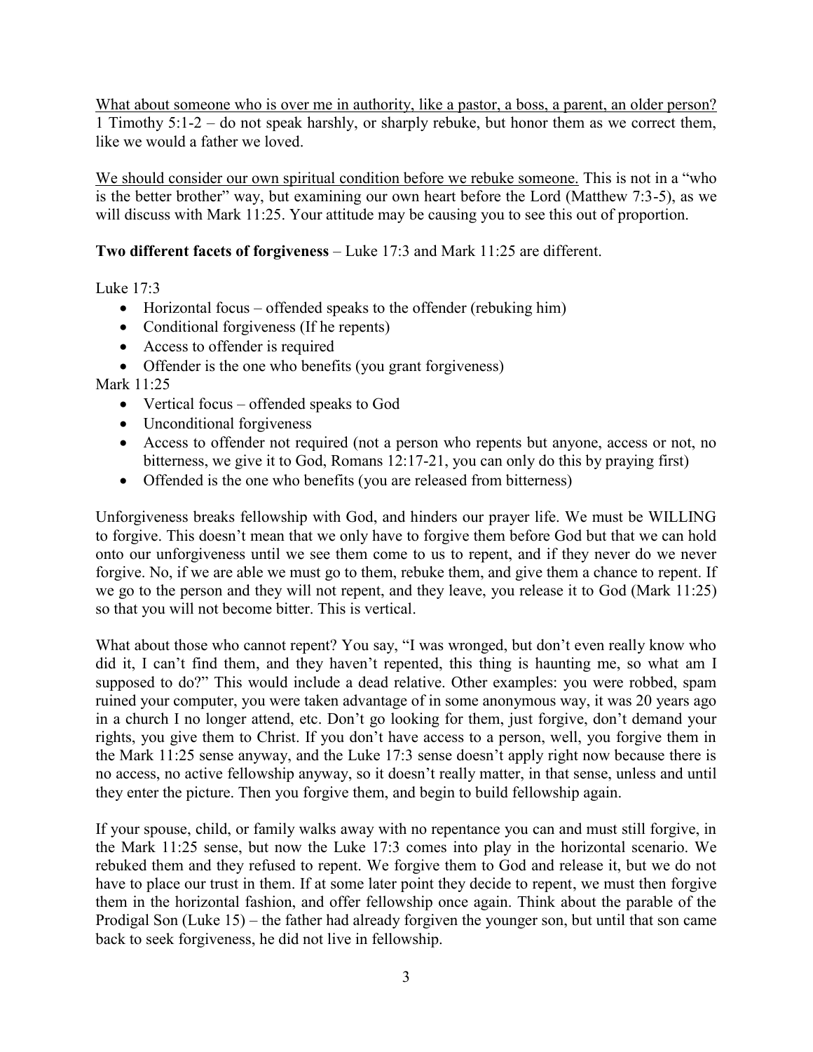<u>What about someone who is over me in authority, like a pastor, a boss, a parent, an older person?</u> 1 Timothy 5:1-2 – do not speak harshly, or sharply rebuke, but honor them as we correct them, like we would a father we loved.

<u>We should consider our own spiritual condition before we rebuke someone.</u> This is not in a "who is the better brother" way, but examining our own heart before the Lord (Matthew 7:3-5), as we will discuss with Mark 11:25. Your attitude may be causing you to see this out of proportion.

**Two different facets of forgiveness** – Luke 17:3 and Mark 11:25 are different.

Luke 17:3

- Horizontal focus – offended speaks to the offender (rebuking him)
- Conditional forgiveness (If he repents)
- Access to offender is required
- Offender is the one who benefits (you grant forgiveness)

Mark 11:25

- Vertical focus – offended speaks to God
- Unconditional forgiveness
- Access to offender not required (not a person who repents but anyone, access or not, no bitterness, we give it to God, Romans 12:17-21, you can only do this by praying first)
- Offended is the one who benefits (you are released from bitterness)

Unforgiveness breaks fellowship with God, and hinders our prayer life. We must be WILLING to forgive. This doesn't mean that we only have to forgive them before God but that we can hold onto our unforgiveness until we see them come to us to repent, and if they never do we never forgive. No, if we are able we must go to them, rebuke them, and give them a chance to repent. If we go to the person and they will not repent, and they leave, you release it to God (Mark 11:25) so that you will not become bitter. This is vertical.

What about those who cannot repent? You say, "I was wronged, but don't even really know who did it, I can't find them, and they haven't repented, this thing is haunting me, so what am I supposed to do?" This would include a dead relative. Other examples: you were robbed, spam ruined your computer, you were taken advantage of in some anonymous way, it was 20 years ago in a church I no longer attend, etc. Don't go looking for them, just forgive, don't demand your rights, you give them to Christ. If you don't have access to a person, well, you forgive them in the Mark 11:25 sense anyway, and the Luke 17:3 sense doesn't apply right now because there is no access, no active fellowship anyway, so it doesn't really matter, in that sense, unless and until they enter the picture. Then you forgive them, and begin to build fellowship again.

If your spouse, child, or family walks away with no repentance you can and must still forgive, in the Mark 11:25 sense, but now the Luke 17:3 comes into play in the horizontal scenario. We rebuked them and they refused to repent. We forgive them to God and release it, but we do not have to place our trust in them. If at some later point they decide to repent, we must then forgive them in the horizontal fashion, and offer fellowship once again. Think about the parable of the Prodigal Son (Luke 15) – the father had already forgiven the younger son, but until that son came back to seek forgiveness, he did not live in fellowship.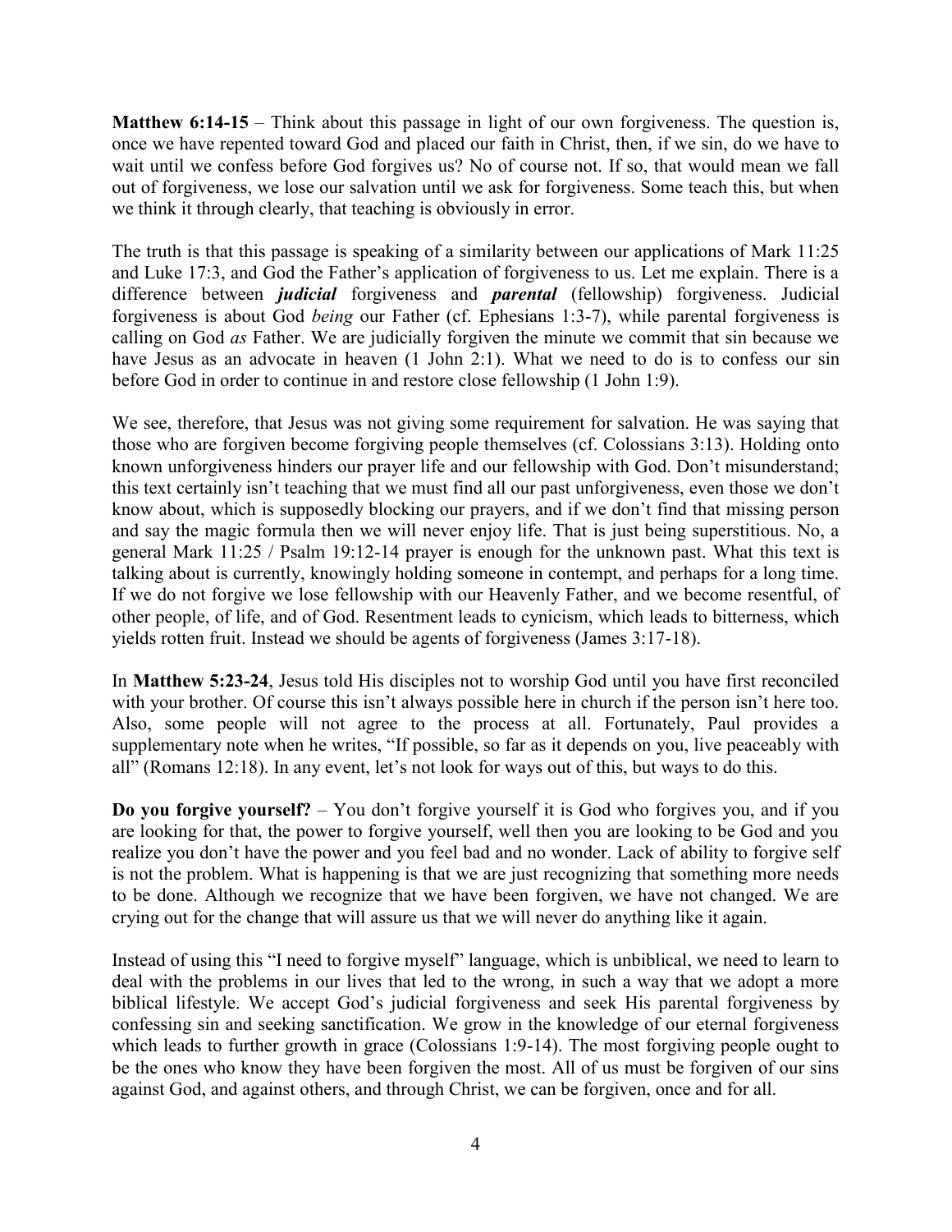**Matthew 6:14-15** – Think about this passage in light of our own forgiveness. The question is, once we have repented toward God and placed our faith in Christ, then, if we sin, do we have to wait until we confess before God forgives us? No of course not. If so, that would mean we fall out of forgiveness, we lose our salvation until we ask for forgiveness. Some teach this, but when we think it through clearly, that teaching is obviously in error.

The truth is that this passage is speaking of a similarity between our applications of Mark 11:25 and Luke 17:3, and God the Father's application of forgiveness to us. Let me explain. There is a difference between ***judicial*** forgiveness and ***parental*** (fellowship) forgiveness. Judicial forgiveness is about God *being* our Father (cf. Ephesians 1:3-7), while parental forgiveness is calling on God *as* Father. We are judicially forgiven the minute we commit that sin because we have Jesus as an advocate in heaven (1 John 2:1). What we need to do is to confess our sin before God in order to continue in and restore close fellowship (1 John 1:9).

We see, therefore, that Jesus was not giving some requirement for salvation. He was saying that those who are forgiven become forgiving people themselves (cf. Colossians 3:13). Holding onto known unforgiveness hinders our prayer life and our fellowship with God. Don't misunderstand; this text certainly isn't teaching that we must find all our past unforgiveness, even those we don't know about, which is supposedly blocking our prayers, and if we don't find that missing person and say the magic formula then we will never enjoy life. That is just being superstitious. No, a general Mark 11:25 / Psalm 19:12-14 prayer is enough for the unknown past. What this text is talking about is currently, knowingly holding someone in contempt, and perhaps for a long time. If we do not forgive we lose fellowship with our Heavenly Father, and we become resentful, of other people, of life, and of God. Resentment leads to cynicism, which leads to bitterness, which yields rotten fruit. Instead we should be agents of forgiveness (James 3:17-18).

In **Matthew 5:23-24**, Jesus told His disciples not to worship God until you have first reconciled with your brother. Of course this isn't always possible here in church if the person isn't here too. Also, some people will not agree to the process at all. Fortunately, Paul provides a supplementary note when he writes, "If possible, so far as it depends on you, live peaceably with all" (Romans 12:18). In any event, let's not look for ways out of this, but ways to do this.

**Do you forgive yourself?** – You don't forgive yourself it is God who forgives you, and if you are looking for that, the power to forgive yourself, well then you are looking to be God and you realize you don't have the power and you feel bad and no wonder. Lack of ability to forgive self is not the problem. What is happening is that we are just recognizing that something more needs to be done. Although we recognize that we have been forgiven, we have not changed. We are crying out for the change that will assure us that we will never do anything like it again.

Instead of using this "I need to forgive myself" language, which is unbiblical, we need to learn to deal with the problems in our lives that led to the wrong, in such a way that we adopt a more biblical lifestyle. We accept God's judicial forgiveness and seek His parental forgiveness by confessing sin and seeking sanctification. We grow in the knowledge of our eternal forgiveness which leads to further growth in grace (Colossians 1:9-14). The most forgiving people ought to be the ones who know they have been forgiven the most. All of us must be forgiven of our sins against God, and against others, and through Christ, we can be forgiven, once and for all.